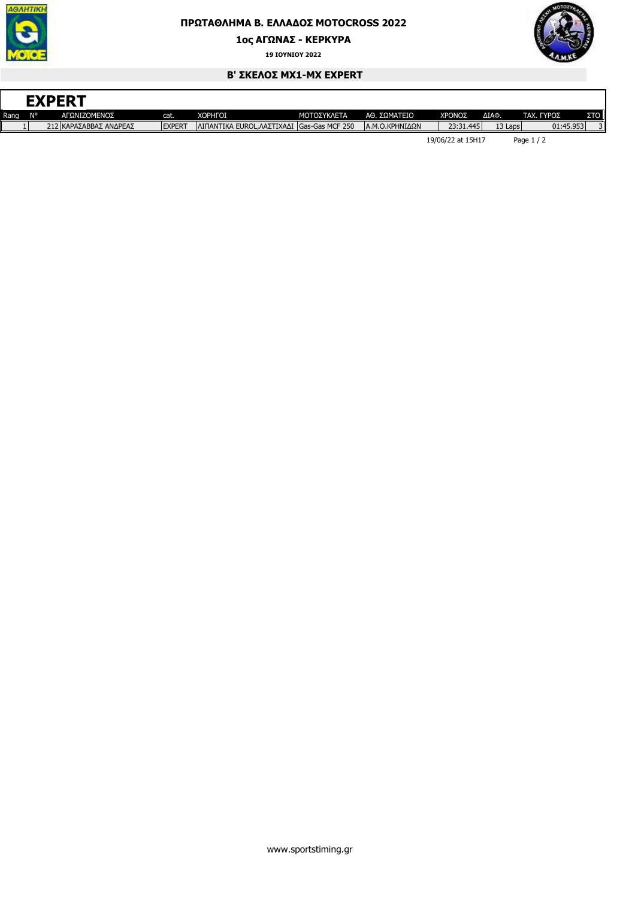# ΠΡΩΤΑΘΛΗΜΑ Β. ΕΛΛΑΔΟΣ MOTOCROSS 2022

## 1ος ΑΓΩΝΑΣ - ΚΕΡΚΥΡΑ

**19 ΙΟΥΝΙΟΥ 2022**

### Β' ΣΚΕΛΟΣ MX1-MX EXPERT

## EXPERT

| Rang | N° | ΑΓΩΝΙΖΟΜΕΝΟΣ | cat. | ΧΟΡΗΓΟΙ | ΜΟΤΟΣΥΚΛΕΤΑ | ΑΘ. ΣΩΜΑΤΕΙΟ | ΧΡΟΝΟΣ | ΔΙΑΦ. | ΤΑΧ. ΓΥΡΟΣ | ΣΤΟ |
|---|---|---|---|---|---|---|---|---|---|---|
| 1 | 212 | ΚΑΡΑΣΑΒΒΑΣ ΑΝΔΡΕΑΣ | EXPERT | ΛΙΠΑΝΤΙΚΑ EUROL,ΛΑΣΤΙΧΑΔΙ | Gas-Gas MCF 250 | Α.Μ.Ο.ΚΡΗΝΙΔΩΝ | 23:31.445 | 13 Laps | 01:45.953 | 3 |

19/06/22 at 15H17

www.sportstiming.gr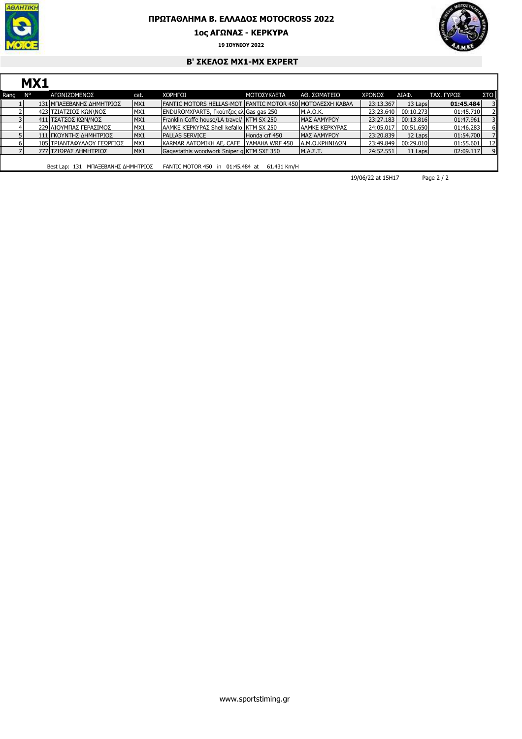# ΠΡΩΤΑΘΛΗΜΑ Β. ΕΛΛΑΔΟΣ MOTOCROSS 2022

## 1ος ΑΓΩΝΑΣ - ΚΕΡΚΥΡΑ

**19 ΙΟΥΝΙΟΥ 2022**

### Β' ΣΚΕΛΟΣ MX1-MX EXPERT

## MX1

| Rang | N° | ΑΓΩΝΙΖΟΜΕΝΟΣ | cat. | ΧΟΡΗΓΟΙ | ΜΟΤΟΣΥΚΛΕΤΑ | ΑΘ. ΣΩΜΑΤΕΙΟ | ΧΡΟΝΟΣ | ΔΙΑΦ. | ΤΑΧ. ΓΥΡΟΣ | ΣΤΟ |
|---|---|---|---|---|---|---|---|---|---|---|
| 1 | 131 | ΜΠΑΞΕΒΑΝΗΣ ΔΗΜΗΤΡΙΟΣ | MX1 | FANTIC MOTORS HELLAS-MOT | FANTIC MOTOR 450 | ΜΟΤΟΛΕΣΧΗ ΚΑΒΑΛ | 23:13.367 | 13 Laps | **01:45.484** | 3 |
| 2 | 423 | ΤΖΙΑΤΖΙΟΣ ΚΩΝ\ΝΟΣ | MX1 | ENDUROMXPARTS, Γκούτζας ελ | Gas gas 250 | M.A.O.K. | 23:23.640 | 00:10.273 | 01:45.710 | 2 |
| 3 | 411 | ΤΣΑΤΣΟΣ ΚΩΝ/ΝΟΣ | MX1 | Franklin Coffe house/LA travel/ | KTM SX 250 | ΜΑΣ ΑΛΜΥΡΟΥ | 23:27.183 | 00:13.816 | 01:47.961 | 3 |
| 4 | 229 | ΛΙΟΥΜΠΑΣ ΓΕΡΑΣΙΜΟΣ | MX1 | ΑΛΜΚΕ ΚΈΡΚΥΡΑΣ Shell kefallo | KTM SX 250 | ΑΛΜΚΕ ΚΕΡΚΥΡΑΣ | 24:05.017 | 00:51.650 | 01:46.283 | 6 |
| 5 | 111 | ΓΚΟΥΝΤΗΣ ΔΗΜΗΤΡΙΟΣ | MX1 | PALLAS SERVICE | Honda crf 450 | ΜΑΣ ΑΛΜΥΡΟΥ | 23:20.839 | 12 Laps | 01:54.700 | 7 |
| 6 | 105 | ΤΡΙΑΝΤΑΦΥΛΛΟΥ ΓΕΩΡΓΙΟΣ | MX1 | KARMAR ΛΑΤΟΜΙΚΗ ΑΕ, CAFE | YAMAHA WRF 450 | Α.Μ.Ο.ΚΡΗΝΙΔΩΝ | 23:49.849 | 00:29.010 | 01:55.601 | 12 |
| 7 | 777 | ΤΖΙΩΡΑΣ ΔΗΜΗΤΡΙΟΣ | MX1 | Gagastathis woodwork Sniper g | KTM SXF 350 | Μ.Α.Σ.Τ. | 24:52.551 | 11 Laps | 02:09.117 | 9 |

Best Lap: 131 ΜΠΑΞΕΒΑΝΗΣ ΔΗΜΗΤΡΙΟΣ FANTIC MOTOR 450 in 01:45.484 at 61.431 Km/H

19/06/22 at 15H17

www.sportstiming.gr